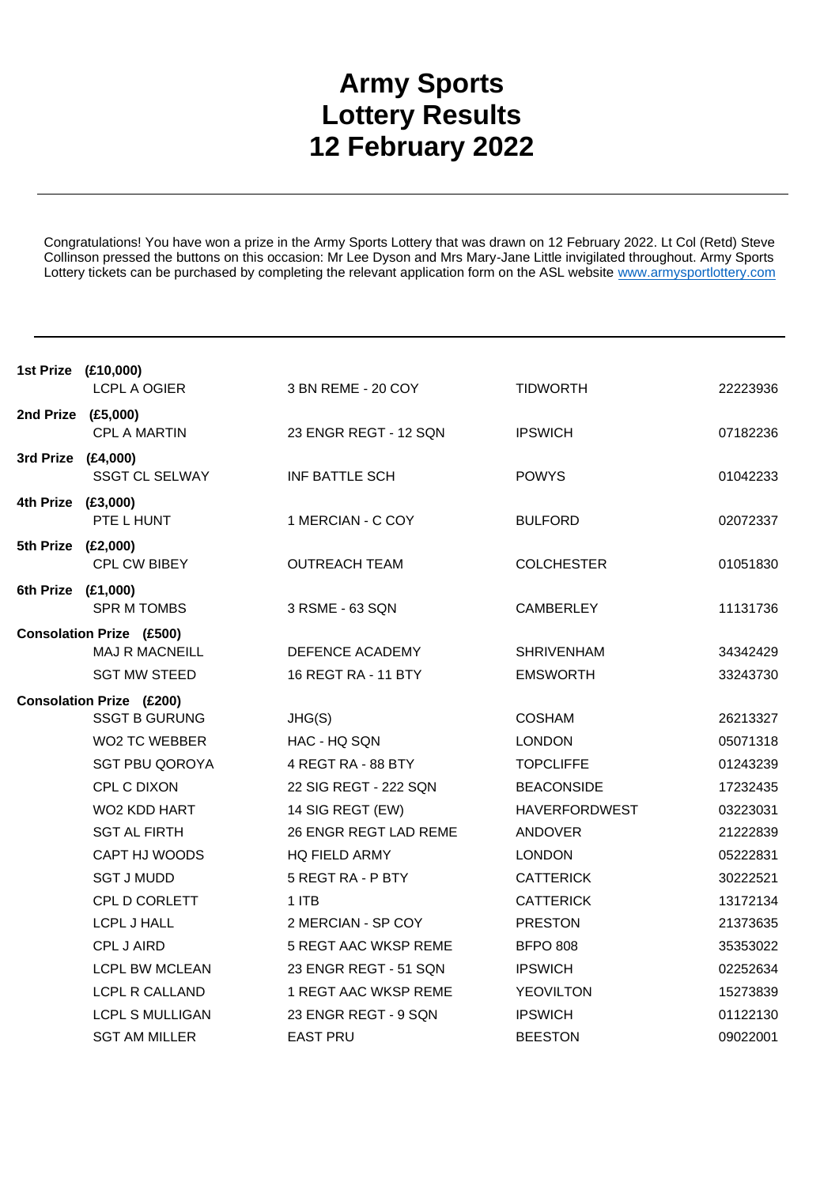# Army Sports Lottery Results 12 February 2022

Congratulations! You have won a prize in the Army Sports Lottery that was drawn on 12 February 2022. Lt Col (Retd) Steve Collinson pressed the buttons on this occasion: Mr Lee Dyson and Mrs Mary-Jane Little invigilated throughout. Army Sports Lottery tickets can be purchased by completing the relevant application form on the ASL website [www.armysportlottery.com](http://www.armysportlottery.com)

| Prize | Name | Unit | Location | Number |
|---|---|---|---|---|
| **1st Prize (£10,000)** | | | | |
| | LCPL A OGIER | 3 BN REME - 20 COY | TIDWORTH | 22223936 |
| **2nd Prize (£5,000)** | | | | |
| | CPL A MARTIN | 23 ENGR REGT - 12 SQN | IPSWICH | 07182236 |
| **3rd Prize (£4,000)** | | | | |
| | SSGT CL SELWAY | INF BATTLE SCH | POWYS | 01042233 |
| **4th Prize (£3,000)** | | | | |
| | PTE L HUNT | 1 MERCIAN - C COY | BULFORD | 02072337 |
| **5th Prize (£2,000)** | | | | |
| | CPL CW BIBEY | OUTREACH TEAM | COLCHESTER | 01051830 |
| **6th Prize (£1,000)** | | | | |
| | SPR M TOMBS | 3 RSME - 63 SQN | CAMBERLEY | 11131736 |
| **Consolation Prize (£500)** | | | | |
| | MAJ R MACNEILL | DEFENCE ACADEMY | SHRIVENHAM | 34342429 |
| | SGT MW STEED | 16 REGT RA - 11 BTY | EMSWORTH | 33243730 |
| **Consolation Prize (£200)** | | | | |
| | SSGT B GURUNG | JHG(S) | COSHAM | 26213327 |
| | WO2 TC WEBBER | HAC - HQ SQN | LONDON | 05071318 |
| | SGT PBU QOROYA | 4 REGT RA - 88 BTY | TOPCLIFFE | 01243239 |
| | CPL C DIXON | 22 SIG REGT - 222 SQN | BEACONSIDE | 17232435 |
| | WO2 KDD HART | 14 SIG REGT (EW) | HAVERFORDWEST | 03223031 |
| | SGT AL FIRTH | 26 ENGR REGT LAD REME | ANDOVER | 21222839 |
| | CAPT HJ WOODS | HQ FIELD ARMY | LONDON | 05222831 |
| | SGT J MUDD | 5 REGT RA - P BTY | CATTERICK | 30222521 |
| | CPL D CORLETT | 1 ITB | CATTERICK | 13172134 |
| | LCPL J HALL | 2 MERCIAN - SP COY | PRESTON | 21373635 |
| | CPL J AIRD | 5 REGT AAC WKSP REME | BFPO 808 | 35353022 |
| | LCPL BW MCLEAN | 23 ENGR REGT - 51 SQN | IPSWICH | 02252634 |
| | LCPL R CALLAND | 1 REGT AAC WKSP REME | YEOVILTON | 15273839 |
| | LCPL S MULLIGAN | 23 ENGR REGT - 9 SQN | IPSWICH | 01122130 |
| | SGT AM MILLER | EAST PRU | BEESTON | 09022001 |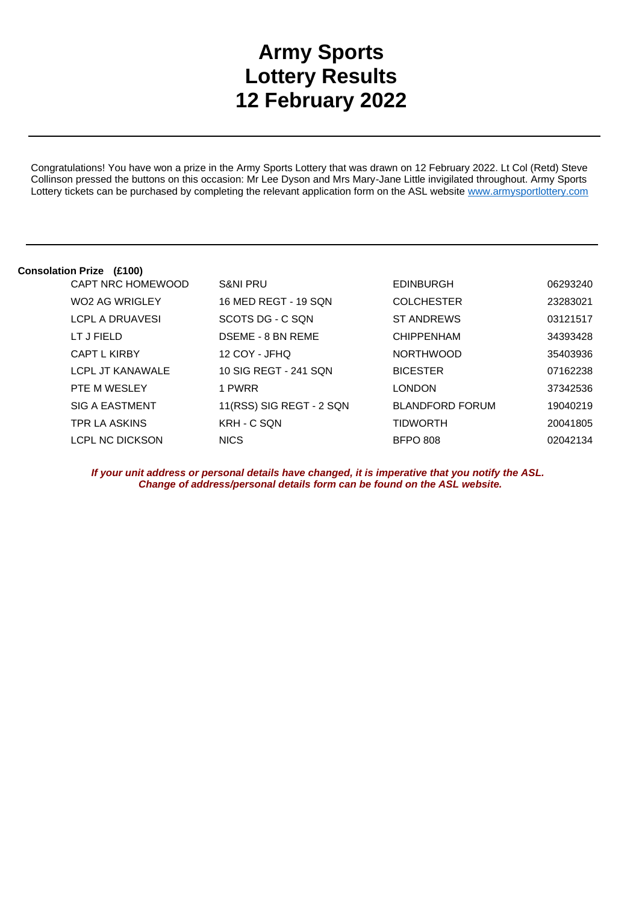# Army Sports
# Lottery Results
# 12 February 2022

Congratulations! You have won a prize in the Army Sports Lottery that was drawn on 12 February 2022. Lt Col (Retd) Steve Collinson pressed the buttons on this occasion: Mr Lee Dyson and Mrs Mary-Jane Little invigilated throughout. Army Sports Lottery tickets can be purchased by completing the relevant application form on the ASL website [www.armysportlottery.com](http://www.armysportlottery.com)

**Consolation Prize (£100)**

| | | | |
|---|---|---|---|
| CAPT NRC HOMEWOOD | S&NI PRU | EDINBURGH | 06293240 |
| WO2 AG WRIGLEY | 16 MED REGT - 19 SQN | COLCHESTER | 23283021 |
| LCPL A DRUAVESI | SCOTS DG - C SQN | ST ANDREWS | 03121517 |
| LT J FIELD | DSEME - 8 BN REME | CHIPPENHAM | 34393428 |
| CAPT L KIRBY | 12 COY - JFHQ | NORTHWOOD | 35403936 |
| LCPL JT KANAWALE | 10 SIG REGT - 241 SQN | BICESTER | 07162238 |
| PTE M WESLEY | 1 PWRR | LONDON | 37342536 |
| SIG A EASTMENT | 11(RSS) SIG REGT - 2 SQN | BLANDFORD FORUM | 19040219 |
| TPR LA ASKINS | KRH - C SQN | TIDWORTH | 20041805 |
| LCPL NC DICKSON | NICS | BFPO 808 | 02042134 |

***If your unit address or personal details have changed, it is imperative that you notify the ASL. Change of address/personal details form can be found on the ASL website.***